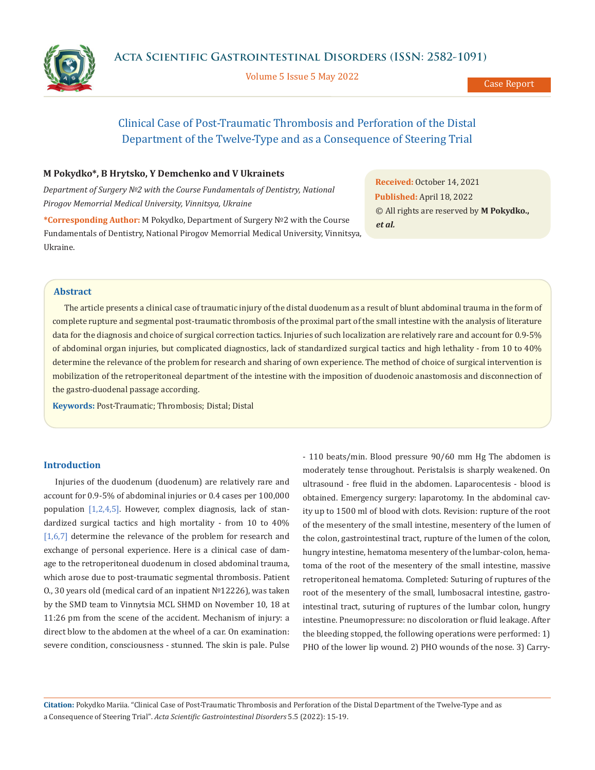# Clinical Case of Post-Traumatic Thrombosis and Perforation of the Distal Department of the Twelve-Type and as a Consequence of Steering Trial

**M Pokydko\*, B Hrytsko, Y Demchenko and V Ukrainets**

*Department of Surgery №2 with the Course Fundamentals of Dentistry, National Pirogov Memorrial Medical University, Vinnitsya, Ukraine*

**\*Corresponding Author:** M Pokydko, Department of Surgery №2 with the Course Fundamentals of Dentistry, National Pirogov Memorrial Medical University, Vinnitsya, Ukraine.

**Received:** October 14, 2021
**Published:** April 18, 2022
© All rights are reserved by **M Pokydko., *et al.***

## Abstract

The article presents a clinical case of traumatic injury of the distal duodenum as a result of blunt abdominal trauma in the form of complete rupture and segmental post-traumatic thrombosis of the proximal part of the small intestine with the analysis of literature data for the diagnosis and choice of surgical correction tactics. Injuries of such localization are relatively rare and account for 0.9-5% of abdominal organ injuries, but complicated diagnostics, lack of standardized surgical tactics and high lethality - from 10 to 40% determine the relevance of the problem for research and sharing of own experience. The method of choice of surgical intervention is mobilization of the retroperitoneal department of the intestine with the imposition of duodenoic anastomosis and disconnection of the gastro-duodenal passage according.

**Keywords:** Post-Traumatic; Thrombosis; Distal; Distal

## Introduction

Injuries of the duodenum (duodenum) are relatively rare and account for 0.9-5% of abdominal injuries or 0.4 cases per 100,000 population [1,2,4,5]. However, complex diagnosis, lack of standardized surgical tactics and high mortality - from 10 to 40% [1,6,7] determine the relevance of the problem for research and exchange of personal experience. Here is a clinical case of damage to the retroperitoneal duodenum in closed abdominal trauma, which arose due to post-traumatic segmental thrombosis. Patient O., 30 years old (medical card of an inpatient №12226), was taken by the SMD team to Vinnytsia MCL SHMD on November 10, 18 at 11:26 pm from the scene of the accident. Mechanism of injury: a direct blow to the abdomen at the wheel of a car. On examination: severe condition, consciousness - stunned. The skin is pale. Pulse - 110 beats/min. Blood pressure 90/60 mm Hg The abdomen is moderately tense throughout. Peristalsis is sharply weakened. On ultrasound - free fluid in the abdomen. Laparocentesis - blood is obtained. Emergency surgery: laparotomy. In the abdominal cavity up to 1500 ml of blood with clots. Revision: rupture of the root of the mesentery of the small intestine, mesentery of the lumen of the colon, gastrointestinal tract, rupture of the lumen of the colon, hungry intestine, hematoma mesentery of the lumbar-colon, hematoma of the root of the mesentery of the small intestine, massive retroperitoneal hematoma. Completed: Suturing of ruptures of the root of the mesentery of the small, lumbosacral intestine, gastrointestinal tract, suturing of ruptures of the lumbar colon, hungry intestine. Pneumopressure: no discoloration or fluid leakage. After the bleeding stopped, the following operations were performed: 1) PHO of the lower lip wound. 2) PHO wounds of the nose. 3) Carry-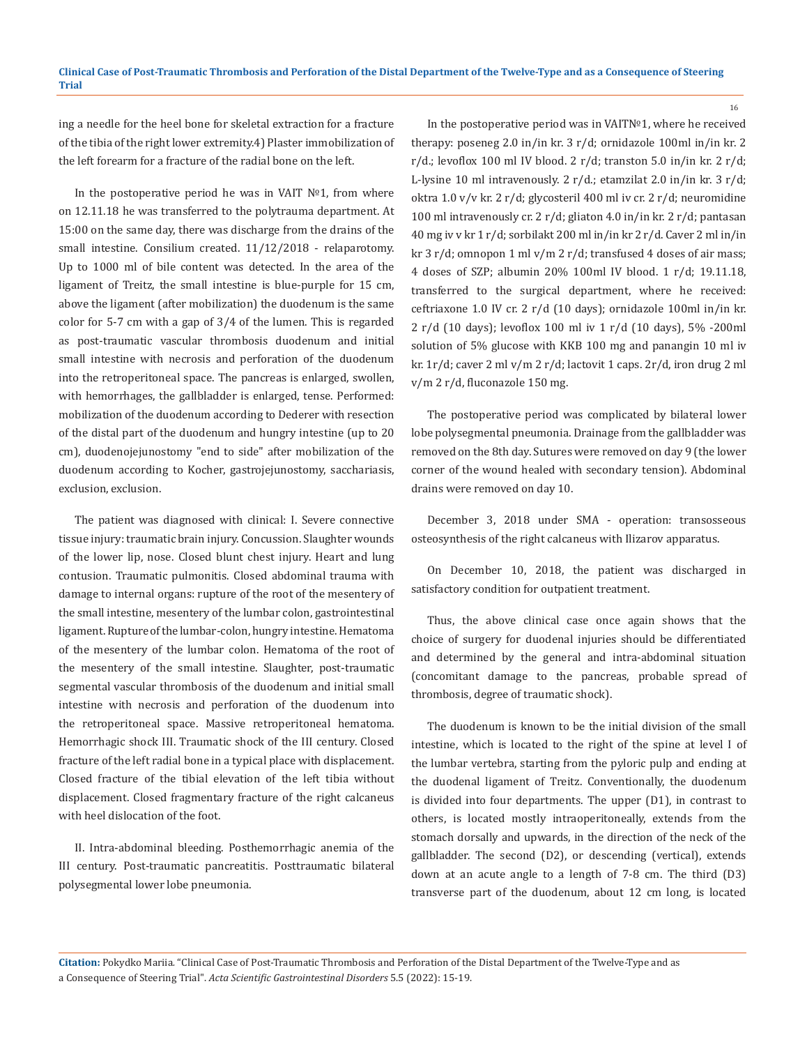ing a needle for the heel bone for skeletal extraction for a fracture of the tibia of the right lower extremity.4) Plaster immobilization of the left forearm for a fracture of the radial bone on the left.

In the postoperative period he was in VAIT №1, from where on 12.11.18 he was transferred to the polytrauma department. At 15:00 on the same day, there was discharge from the drains of the small intestine. Consilium created. 11/12/2018 - relaparotomy. Up to 1000 ml of bile content was detected. In the area of the ligament of Treitz, the small intestine is blue-purple for 15 cm, above the ligament (after mobilization) the duodenum is the same color for 5-7 cm with a gap of 3/4 of the lumen. This is regarded as post-traumatic vascular thrombosis duodenum and initial small intestine with necrosis and perforation of the duodenum into the retroperitoneal space. The pancreas is enlarged, swollen, with hemorrhages, the gallbladder is enlarged, tense. Performed: mobilization of the duodenum according to Dederer with resection of the distal part of the duodenum and hungry intestine (up to 20 cm), duodenojejunostomy "end to side" after mobilization of the duodenum according to Kocher, gastrojejunostomy, sacchariasis, exclusion, exclusion.

The patient was diagnosed with clinical: I. Severe connective tissue injury: traumatic brain injury. Concussion. Slaughter wounds of the lower lip, nose. Closed blunt chest injury. Heart and lung contusion. Traumatic pulmonitis. Closed abdominal trauma with damage to internal organs: rupture of the root of the mesentery of the small intestine, mesentery of the lumbar colon, gastrointestinal ligament. Rupture of the lumbar-colon, hungry intestine. Hematoma of the mesentery of the lumbar colon. Hematoma of the root of the mesentery of the small intestine. Slaughter, post-traumatic segmental vascular thrombosis of the duodenum and initial small intestine with necrosis and perforation of the duodenum into the retroperitoneal space. Massive retroperitoneal hematoma. Hemorrhagic shock III. Traumatic shock of the III century. Closed fracture of the left radial bone in a typical place with displacement. Closed fracture of the tibial elevation of the left tibia without displacement. Closed fragmentary fracture of the right calcaneus with heel dislocation of the foot.

II. Intra-abdominal bleeding. Posthemorrhagic anemia of the III century. Post-traumatic pancreatitis. Posttraumatic bilateral polysegmental lower lobe pneumonia.

In the postoperative period was in VAITN№1, where he received therapy: poseneg 2.0 in/in kr. 3 r/d; ornidazole 100ml in/in kr. 2 r/d.; levoflox 100 ml IV blood. 2 r/d; transton 5.0 in/in kr. 2 r/d; L-lysine 10 ml intravenously. 2 r/d.; etamzilat 2.0 in/in kr. 3 r/d; oktra 1.0 v/v kr. 2 r/d; glycosteril 400 ml iv cr. 2 r/d; neuromidine 100 ml intravenously cr. 2 r/d; gliaton 4.0 in/in kr. 2 r/d; pantasan 40 mg iv v kr 1 r/d; sorbilakt 200 ml in/in kr 2 r/d. Caver 2 ml in/in kr 3 r/d; omnopon 1 ml v/m 2 r/d; transfused 4 doses of air mass; 4 doses of SZP; albumin 20% 100ml IV blood. 1 r/d; 19.11.18, transferred to the surgical department, where he received: ceftriaxone 1.0 IV cr. 2 r/d (10 days); ornidazole 100ml in/in kr. 2 r/d (10 days); levoflox 100 ml iv 1 r/d (10 days), 5% -200ml solution of 5% glucose with KKB 100 mg and panangin 10 ml iv kr. 1r/d; caver 2 ml v/m 2 r/d; lactovit 1 caps. 2r/d, iron drug 2 ml v/m 2 r/d, fluconazole 150 mg.

The postoperative period was complicated by bilateral lower lobe polysegmental pneumonia. Drainage from the gallbladder was removed on the 8th day. Sutures were removed on day 9 (the lower corner of the wound healed with secondary tension). Abdominal drains were removed on day 10.

December 3, 2018 under SMA - operation: transosseous osteosynthesis of the right calcaneus with Ilizarov apparatus.

On December 10, 2018, the patient was discharged in satisfactory condition for outpatient treatment.

Thus, the above clinical case once again shows that the choice of surgery for duodenal injuries should be differentiated and determined by the general and intra-abdominal situation (concomitant damage to the pancreas, probable spread of thrombosis, degree of traumatic shock).

The duodenum is known to be the initial division of the small intestine, which is located to the right of the spine at level I of the lumbar vertebra, starting from the pyloric pulp and ending at the duodenal ligament of Treitz. Conventionally, the duodenum is divided into four departments. The upper (D1), in contrast to others, is located mostly intraoperitoneally, extends from the stomach dorsally and upwards, in the direction of the neck of the gallbladder. The second (D2), or descending (vertical), extends down at an acute angle to a length of 7-8 cm. The third (D3) transverse part of the duodenum, about 12 cm long, is located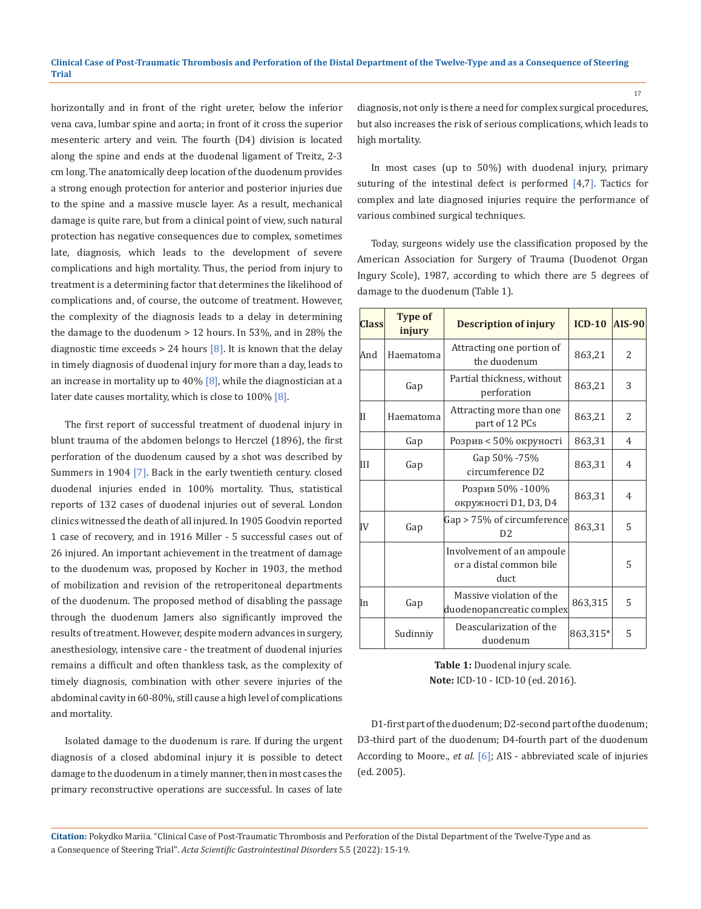horizontally and in front of the right ureter, below the inferior vena cava, lumbar spine and aorta; in front of it cross the superior mesenteric artery and vein. The fourth (D4) division is located along the spine and ends at the duodenal ligament of Treitz, 2-3 cm long. The anatomically deep location of the duodenum provides a strong enough protection for anterior and posterior injuries due to the spine and a massive muscle layer. As a result, mechanical damage is quite rare, but from a clinical point of view, such natural protection has negative consequences due to complex, sometimes late, diagnosis, which leads to the development of severe complications and high mortality. Thus, the period from injury to treatment is a determining factor that determines the likelihood of complications and, of course, the outcome of treatment. However, the complexity of the diagnosis leads to a delay in determining the damage to the duodenum > 12 hours. In 53%, and in 28% the diagnostic time exceeds > 24 hours [8]. It is known that the delay in timely diagnosis of duodenal injury for more than a day, leads to an increase in mortality up to 40% [8], while the diagnostician at a later date causes mortality, which is close to 100% [8].

The first report of successful treatment of duodenal injury in blunt trauma of the abdomen belongs to Herczel (1896), the first perforation of the duodenum caused by a shot was described by Summers in 1904 [7]. Back in the early twentieth century. closed duodenal injuries ended in 100% mortality. Thus, statistical reports of 132 cases of duodenal injuries out of several. London clinics witnessed the death of all injured. In 1905 Goodvin reported 1 case of recovery, and in 1916 Miller - 5 successful cases out of 26 injured. An important achievement in the treatment of damage to the duodenum was, proposed by Kocher in 1903, the method of mobilization and revision of the retroperitoneal departments of the duodenum. The proposed method of disabling the passage through the duodenum Jamers also significantly improved the results of treatment. However, despite modern advances in surgery, anesthesiology, intensive care - the treatment of duodenal injuries remains a difficult and often thankless task, as the complexity of timely diagnosis, combination with other severe injuries of the abdominal cavity in 60-80%, still cause a high level of complications and mortality.

Isolated damage to the duodenum is rare. If during the urgent diagnosis of a closed abdominal injury it is possible to detect damage to the duodenum in a timely manner, then in most cases the primary reconstructive operations are successful. In cases of late diagnosis, not only is there a need for complex surgical procedures, but also increases the risk of serious complications, which leads to high mortality.

In most cases (up to 50%) with duodenal injury, primary suturing of the intestinal defect is performed [4,7]. Tactics for complex and late diagnosed injuries require the performance of various combined surgical techniques.

Today, surgeons widely use the classification proposed by the American Association for Surgery of Trauma (Duodenot Organ Ingury Scole), 1987, according to which there are 5 degrees of damage to the duodenum (Table 1).

| Class | Type of injury | Description of injury | ICD-10 | AIS-90 |
|---|---|---|---|---|
| And | Haematoma | Attracting one portion of the duodenum | 863,21 | 2 |
| | Gap | Partial thickness, without perforation | 863,21 | 3 |
| II | Haematoma | Attracting more than one part of 12 PCs | 863,21 | 2 |
| | Gap | Розрив < 50% окруності | 863,31 | 4 |
| III | Gap | Gap 50% -75% circumference D2 | 863,31 | 4 |
| | | Розрив 50% -100% окружності D1, D3, D4 | 863,31 | 4 |
| IV | Gap | Gap > 75% of circumference D2 | 863,31 | 5 |
| | | Involvement of an ampoule or a distal common bile duct | | 5 |
| In | Gap | Massive violation of the duodenopancreatic complex | 863,315 | 5 |
| | Sudinniy | Deascularization of the duodenum | 863,315* | 5 |

**Table 1:** Duodenal injury scale.
**Note:** ICD-10 - ICD-10 (ed. 2016).

D1-first part of the duodenum; D2-second part of the duodenum; D3-third part of the duodenum; D4-fourth part of the duodenum According to Moore., *et al*. [6]; AIS - abbreviated scale of injuries (ed. 2005).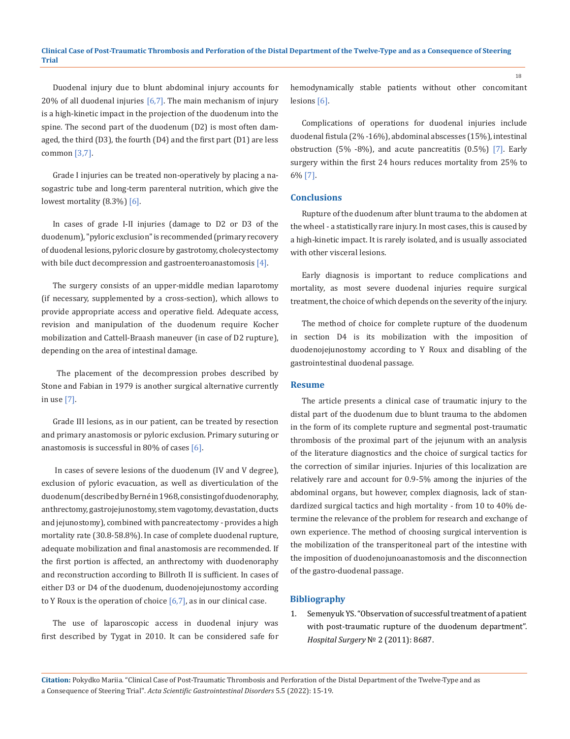Duodenal injury due to blunt abdominal injury accounts for 20% of all duodenal injuries [6,7]. The main mechanism of injury is a high-kinetic impact in the projection of the duodenum into the spine. The second part of the duodenum (D2) is most often damaged, the third (D3), the fourth (D4) and the first part (D1) are less common [3,7].

Grade I injuries can be treated non-operatively by placing a nasogastric tube and long-term parenteral nutrition, which give the lowest mortality (8.3%) [6].

In cases of grade I-II injuries (damage to D2 or D3 of the duodenum), "pyloric exclusion" is recommended (primary recovery of duodenal lesions, pyloric closure by gastrotomy, cholecystectomy with bile duct decompression and gastroenteroanastomosis [4].

The surgery consists of an upper-middle median laparotomy (if necessary, supplemented by a cross-section), which allows to provide appropriate access and operative field. Adequate access, revision and manipulation of the duodenum require Kocher mobilization and Cattell-Braash maneuver (in case of D2 rupture), depending on the area of intestinal damage.

The placement of the decompression probes described by Stone and Fabian in 1979 is another surgical alternative currently in use [7].

Grade III lesions, as in our patient, can be treated by resection and primary anastomosis or pyloric exclusion. Primary suturing or anastomosis is successful in 80% of cases [6].

In cases of severe lesions of the duodenum (IV and V degree), exclusion of pyloric evacuation, as well as diverticulation of the duodenum (described by Berné in 1968, consisting of duodenoraphy, anthrectomy, gastrojejunostomy, stem vagotomy, devastation, ducts and jejunostomy), combined with pancreatectomy - provides a high mortality rate (30.8-58.8%). In case of complete duodenal rupture, adequate mobilization and final anastomosis are recommended. If the first portion is affected, an anthrectomy with duodenoraphy and reconstruction according to Billroth II is sufficient. In cases of either D3 or D4 of the duodenum, duodenojejunostomy according to Y Roux is the operation of choice [6,7], as in our clinical case.

The use of laparoscopic access in duodenal injury was first described by Tygat in 2010. It can be considered safe for hemodynamically stable patients without other concomitant lesions [6].

Complications of operations for duodenal injuries include duodenal fistula (2% -16%), abdominal abscesses (15%), intestinal obstruction (5% -8%), and acute pancreatitis (0.5%) [7]. Early surgery within the first 24 hours reduces mortality from 25% to 6% [7].

## Conclusions

Rupture of the duodenum after blunt trauma to the abdomen at the wheel - a statistically rare injury. In most cases, this is caused by a high-kinetic impact. It is rarely isolated, and is usually associated with other visceral lesions.

Early diagnosis is important to reduce complications and mortality, as most severe duodenal injuries require surgical treatment, the choice of which depends on the severity of the injury.

The method of choice for complete rupture of the duodenum in section D4 is its mobilization with the imposition of duodenojejunostomy according to Y Roux and disabling of the gastrointestinal duodenal passage.

## Resume

The article presents a clinical case of traumatic injury to the distal part of the duodenum due to blunt trauma to the abdomen in the form of its complete rupture and segmental post-traumatic thrombosis of the proximal part of the jejunum with an analysis of the literature diagnostics and the choice of surgical tactics for the correction of similar injuries. Injuries of this localization are relatively rare and account for 0.9-5% among the injuries of the abdominal organs, but however, complex diagnosis, lack of standardized surgical tactics and high mortality - from 10 to 40% determine the relevance of the problem for research and exchange of own experience. The method of choosing surgical intervention is the mobilization of the transperitoneal part of the intestine with the imposition of duodenojunoanastomosis and the disconnection of the gastro-duodenal passage.

## Bibliography

1. Semenyuk YS. "Observation of successful treatment of a patient with post-traumatic rupture of the duodenum department". *Hospital Surgery* № 2 (2011): 8687.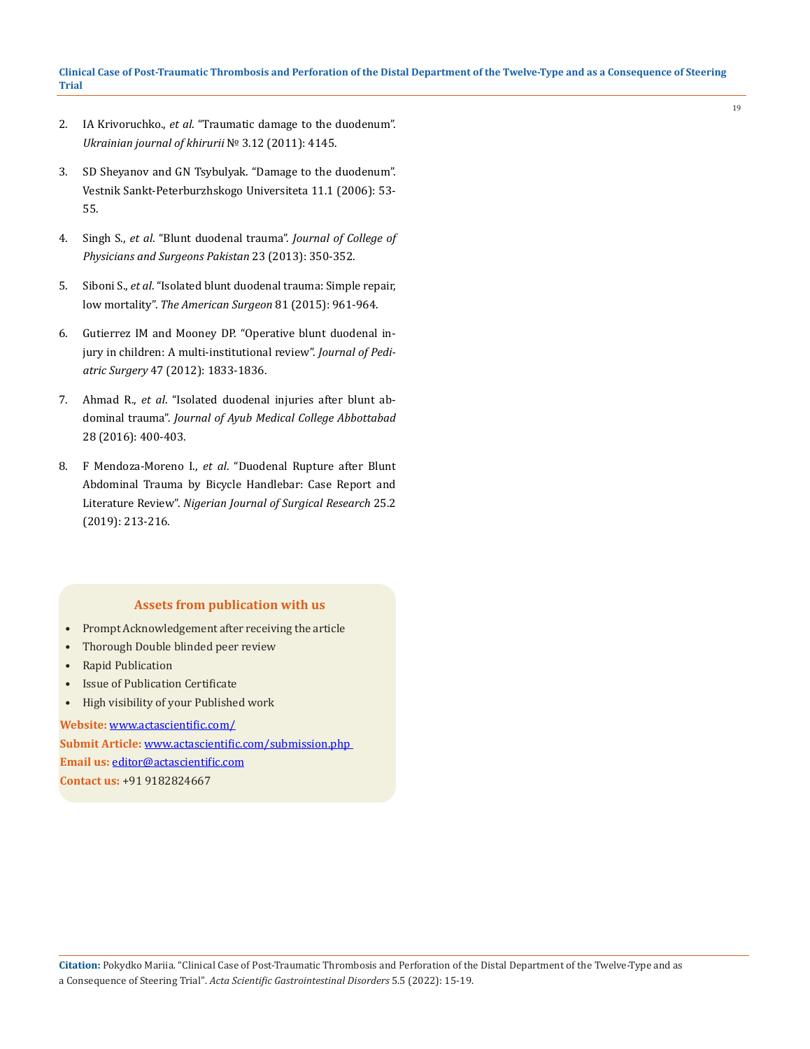2. IA Krivoruchko., *et al*. “Traumatic damage to the duodenum”. *Ukrainian journal of khirurii* № 3.12 (2011): 4145.
3. SD Sheyanov and GN Tsybulyak. “Damage to the duodenum”. Vestnik Sankt-Peterburzhskogo Universiteta 11.1 (2006): 53-55.
4. Singh S., *et al*. “Blunt duodenal trauma”. *Journal of College of Physicians and Surgeons Pakistan* 23 (2013): 350-352.
5. Siboni S., *et al*. “Isolated blunt duodenal trauma: Simple repair, low mortality”. *The American Surgeon* 81 (2015): 961-964.
6. Gutierrez IM and Mooney DP. “Operative blunt duodenal injury in children: A multi-institutional review”. *Journal of Pediatric Surgery* 47 (2012): 1833-1836.
7. Ahmad R., *et al*. “Isolated duodenal injuries after blunt abdominal trauma”. *Journal of Ayub Medical College Abbottabad* 28 (2016): 400-403.
8. F Mendoza-Moreno I., *et al*. “Duodenal Rupture after Blunt Abdominal Trauma by Bicycle Handlebar: Case Report and Literature Review”. *Nigerian Journal of Surgical Research* 25.2 (2019): 213-216.

**Assets from publication with us**

- Prompt Acknowledgement after receiving the article
- Thorough Double blinded peer review
- Rapid Publication
- Issue of Publication Certificate
- High visibility of your Published work

**Website:** www.actascientific.com/
**Submit Article:** www.actascientific.com/submission.php
**Email us:** editor@actascientific.com
**Contact us:** +91 9182824667

**Citation:** Pokydko Mariia. “Clinical Case of Post-Traumatic Thrombosis and Perforation of the Distal Department of the Twelve-Type and as a Consequence of Steering Trial". *Acta Scientific Gastrointestinal Disorders* 5.5 (2022): 15-19.